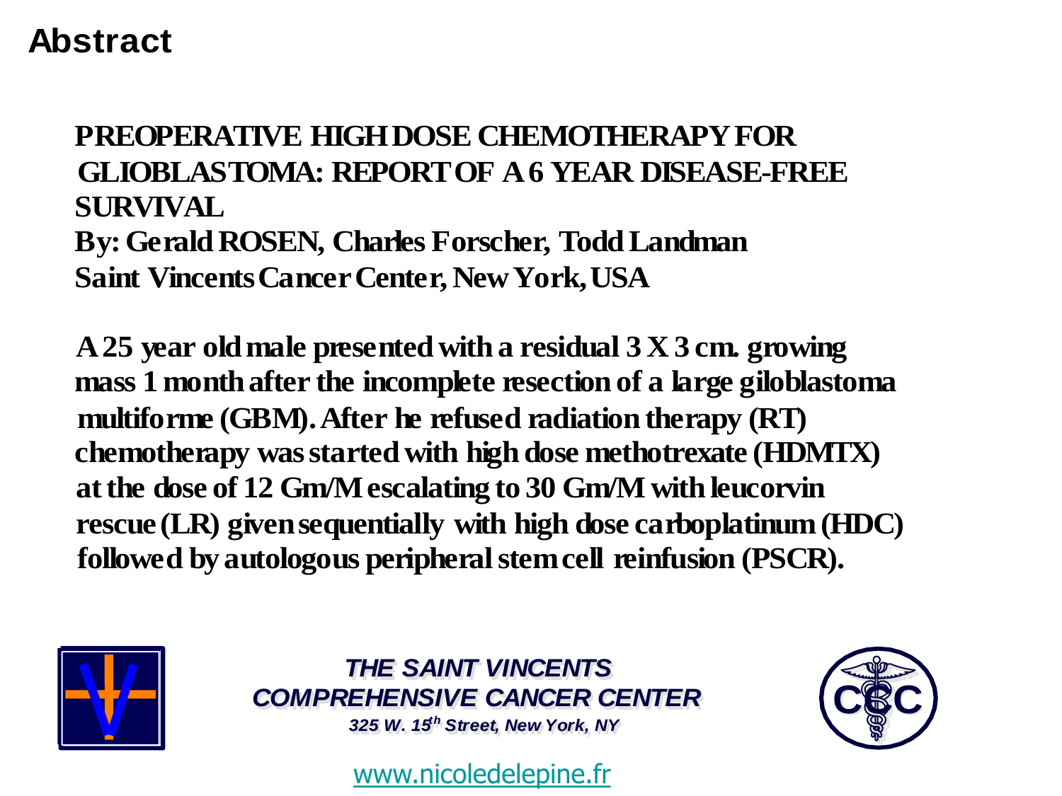# Abstract

**PREOPERATIVE HIGH DOSE CHEMOTHERAPY FOR GLIOBLASTOMA: REPORT OF A 6 YEAR DISEASE-FREE SURVIVAL**

**By: Gerald ROSEN, Charles Forscher, Todd Landman**

**Saint Vincents Cancer Center, New York, USA**

**A 25 year old male presented with a residual 3 X 3 cm. growing mass 1 month after the incomplete resection of a large giloblastoma multiforme (GBM). After he refused radiation therapy (RT) chemotherapy was started with high dose methotrexate (HDMTX) at the dose of 12 Gm/M escalating to 30 Gm/M with leucorvin rescue (LR) given sequentially with high dose carboplatinum (HDC) followed by autologous peripheral stem cell reinfusion (PSCR).**

***THE SAINT VINCENTS COMPREHENSIVE CANCER CENTER***

***325 W. 15th Street, New York, NY***

www.nicoledelepine.fr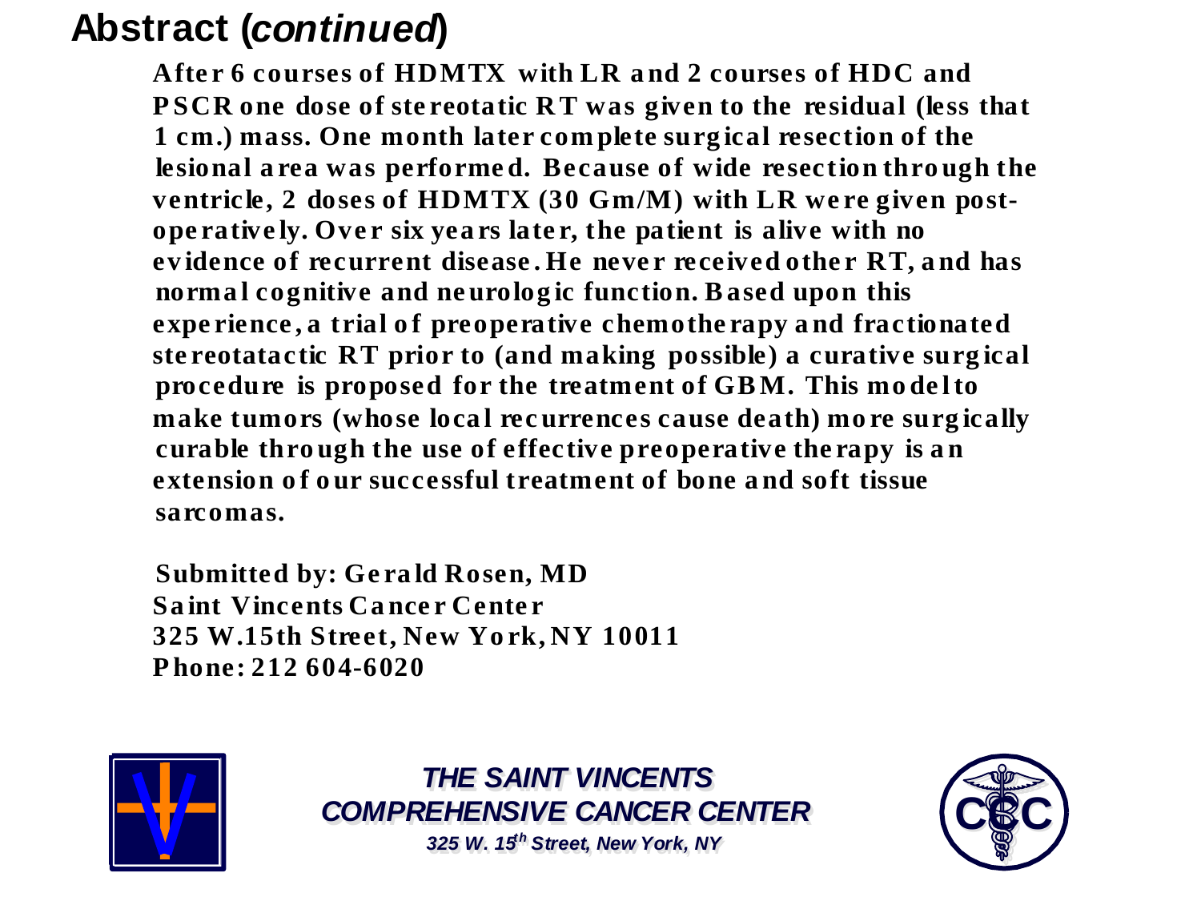# Abstract (*continued*)

**After 6 courses of HDMTX with LR and 2 courses of HDC and PSCR one dose of stereotatic RT was given to the residual (less that 1 cm.) mass. One month later complete surgical resection of the lesional area was performed. Because of wide resection through the ventricle, 2 doses of HDMTX (30 Gm/M) with LR were given post-operatively. Over six years later, the patient is alive with no evidence of recurrent disease. He never received other RT, and has normal cognitive and neurologic function. Based upon this experience, a trial of preoperative chemotherapy and fractionated stereotatactic RT prior to (and making possible) a curative surgical procedure is proposed for the treatment of GBM. This model to make tumors (whose local recurrences cause death) more surgically curable through the use of effective preoperative therapy is an extension of our successful treatment of bone and soft tissue sarcomas.**

**Submitted by: Gerald Rosen, MD**
**Saint Vincents Cancer Center**
**325 W.15th Street, New York, NY 10011**
**Phone: 212 604-6020**

***THE SAINT VINCENTS COMPREHENSIVE CANCER CENTER***

***325 W. 15th Street, New York, NY***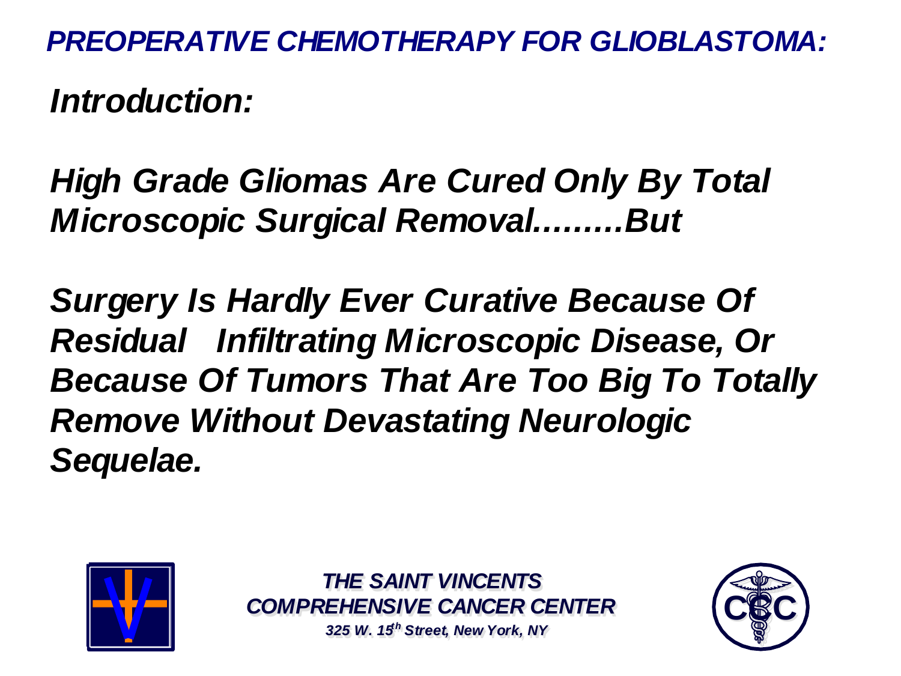# *PREOPERATIVE CHEMOTHERAPY FOR GLIOBLASTOMA:*

## *Introduction:*

***High Grade Gliomas Are Cured Only By Total Microscopic Surgical Removal.........But***

***Surgery Is Hardly Ever Curative Because Of Residual Infiltrating Microscopic Disease, Or Because Of Tumors That Are Too Big To Totally Remove Without Devastating Neurologic Sequelae.***

***THE SAINT VINCENTS COMPREHENSIVE CANCER CENTER***

***325 W. 15th Street, New York, NY***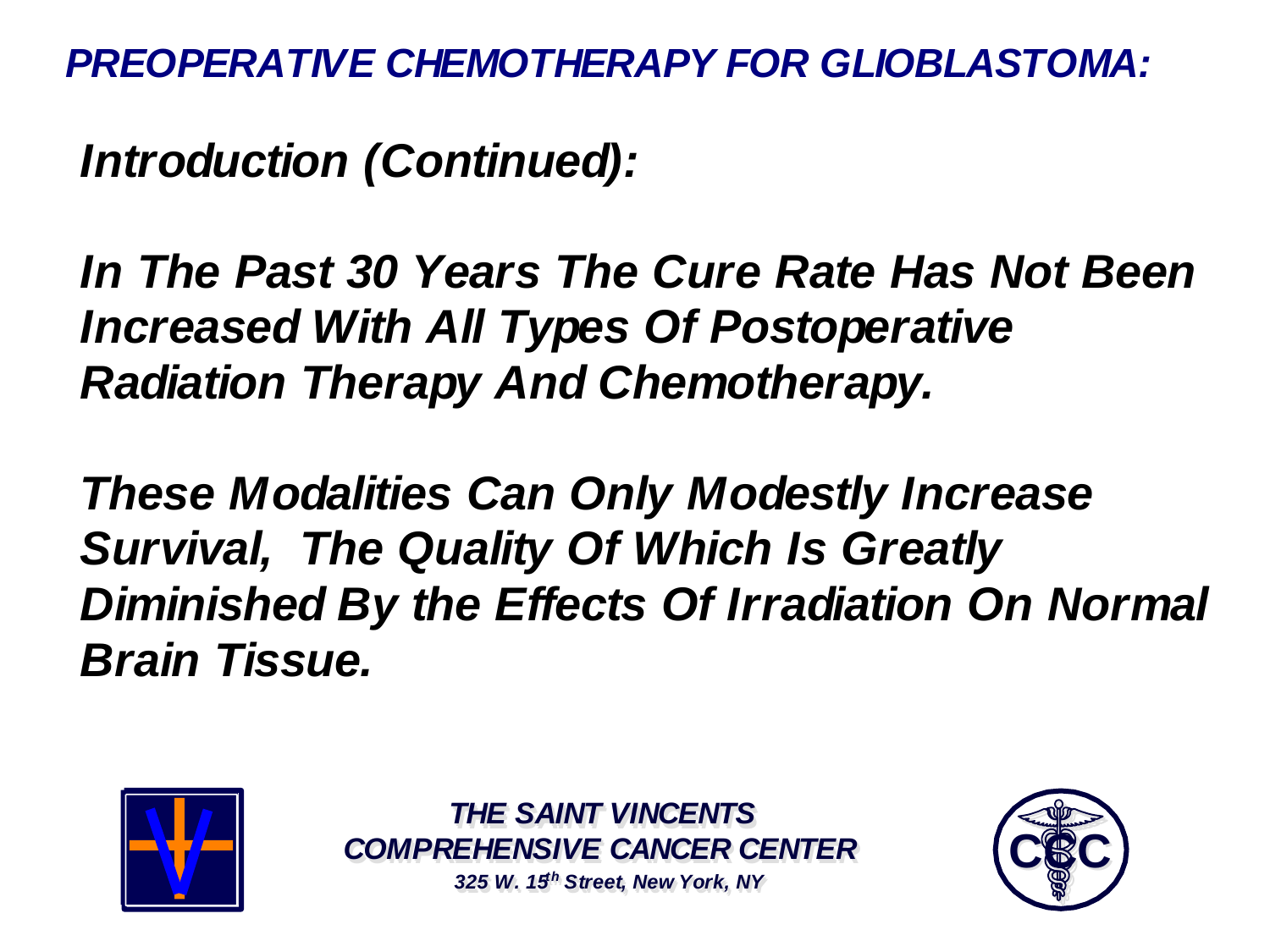# *PREOPERATIVE CHEMOTHERAPY FOR GLIOBLASTOMA:*

## *Introduction (Continued):*

***In The Past 30 Years The Cure Rate Has Not Been Increased With All Types Of Postoperative Radiation Therapy And Chemotherapy.***

***These Modalities Can Only Modestly Increase Survival, The Quality Of Which Is Greatly Diminished By the Effects Of Irradiation On Normal Brain Tissue.***

***THE SAINT VINCENTS COMPREHENSIVE CANCER CENTER***

***325 W. 15th Street, New York, NY***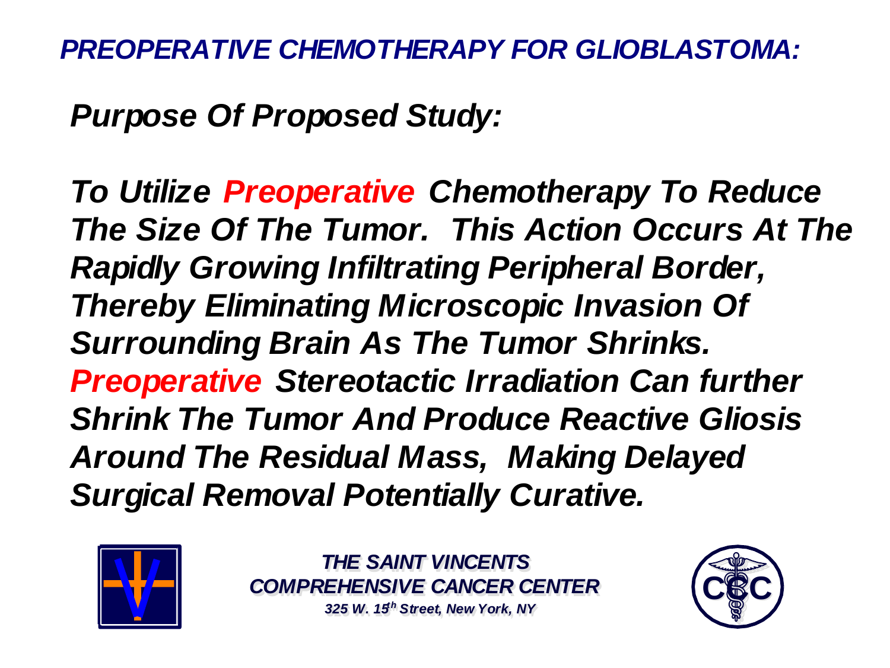# *PREOPERATIVE CHEMOTHERAPY FOR GLIOBLASTOMA:*

## *Purpose Of Proposed Study:*

***To Utilize Preoperative Chemotherapy To Reduce The Size Of The Tumor. This Action Occurs At The Rapidly Growing Infiltrating Peripheral Border, Thereby Eliminating Microscopic Invasion Of Surrounding Brain As The Tumor Shrinks. Preoperative Stereotactic Irradiation Can further Shrink The Tumor And Produce Reactive Gliosis Around The Residual Mass, Making Delayed Surgical Removal Potentially Curative.***

***THE SAINT VINCENTS COMPREHENSIVE CANCER CENTER***
*325 W. 15th Street, New York, NY*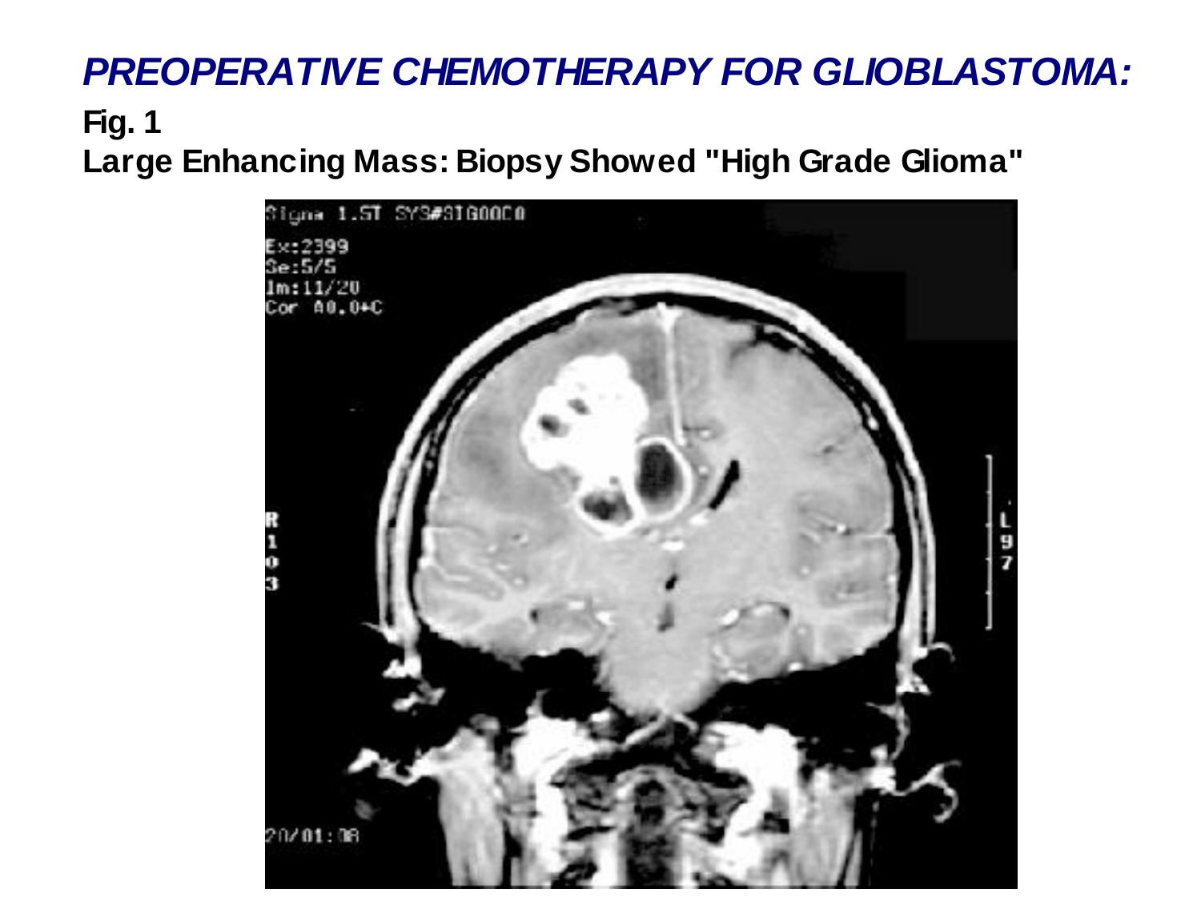# *PREOPERATIVE CHEMOTHERAPY FOR GLIOBLASTOMA:*

**Fig. 1**

**Large Enhancing Mass: Biopsy Showed "High Grade Glioma"**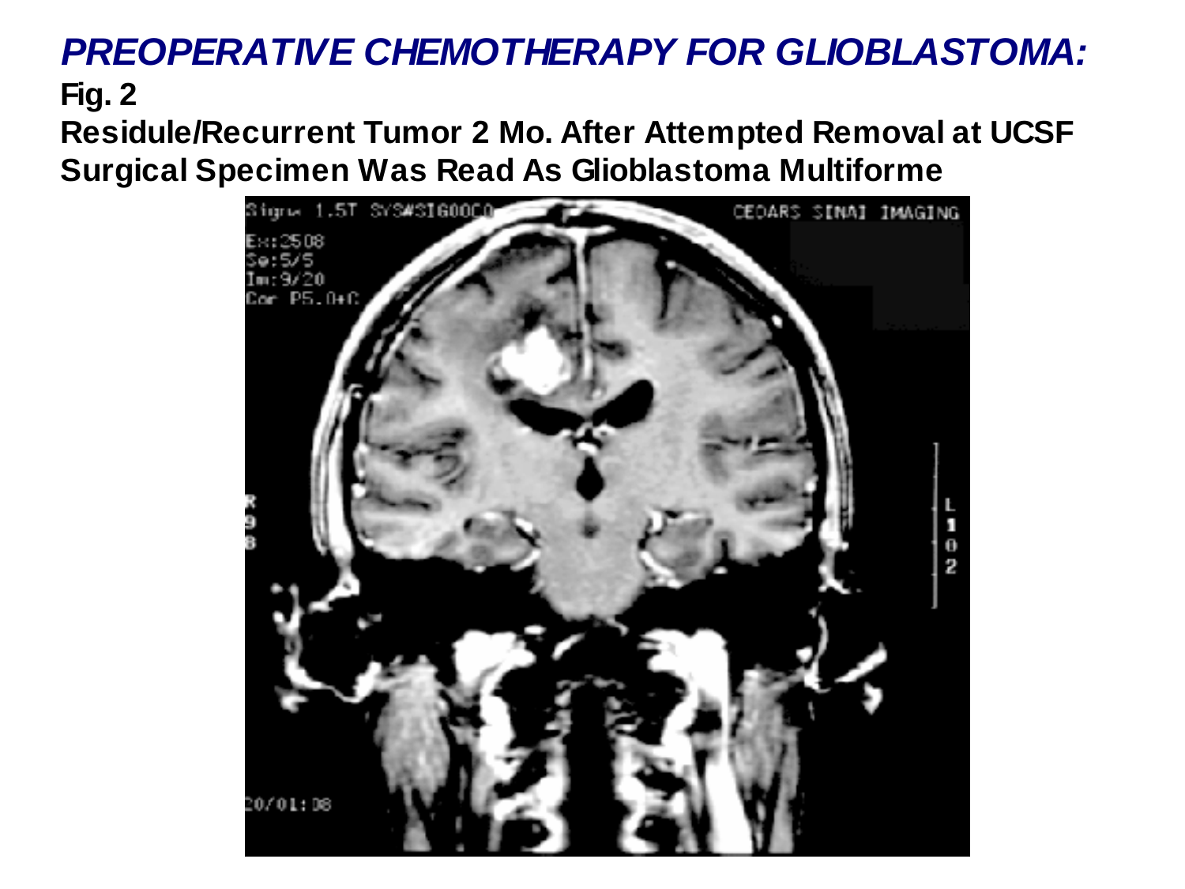# *PREOPERATIVE CHEMOTHERAPY FOR GLIOBLASTOMA:*

**Fig. 2**

**Residule/Recurrent Tumor 2 Mo. After Attempted Removal at UCSF**
**Surgical Specimen Was Read As Glioblastoma Multiforme**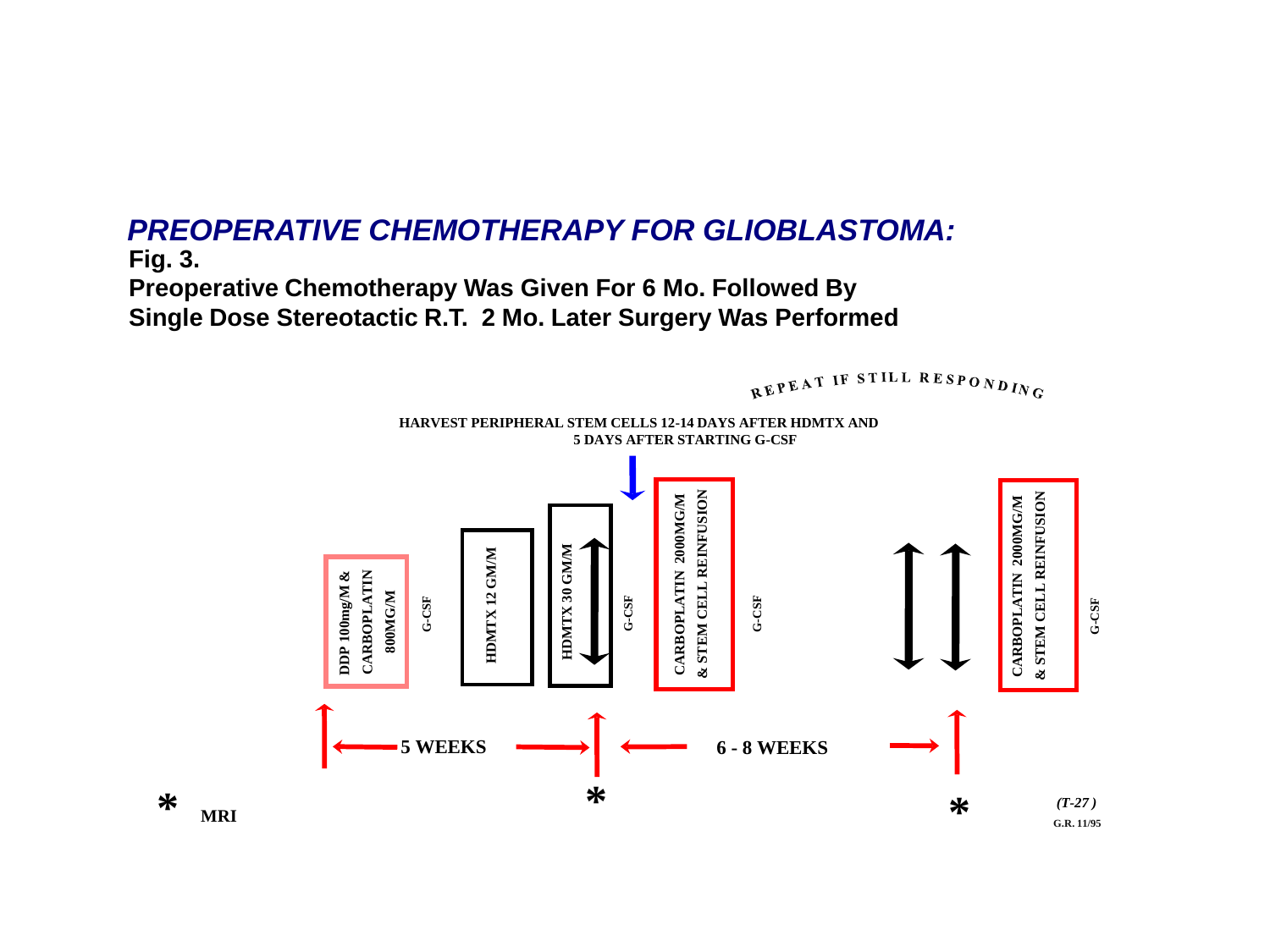## *PREOPERATIVE CHEMOTHERAPY FOR GLIOBLASTOMA:*

**Fig. 3.**

**Preoperative Chemotherapy Was Given For 6 Mo. Followed By Single Dose Stereotactic R.T. 2 Mo. Later Surgery Was Performed**

REPEAT IF STILL RESPONDING

HARVEST PERIPHERAL STEM CELLS 12-14 DAYS AFTER HDMTX AND 5 DAYS AFTER STARTING G-CSF

DDP 100mg/M & CARBOPLATIN 800MG/M

G-CSF

HDMTX 12 GM/M

HDMTX 30 GM/M

G-CSF

CARBOPLATIN 2000MG/M & STEM CELL REINFUSION

G-CSF

CARBOPLATIN 2000MG/M & STEM CELL REINFUSION

G-CSF

5 WEEKS

6 - 8 WEEKS

\* MRI

*(T-27)*

G.R. 11/95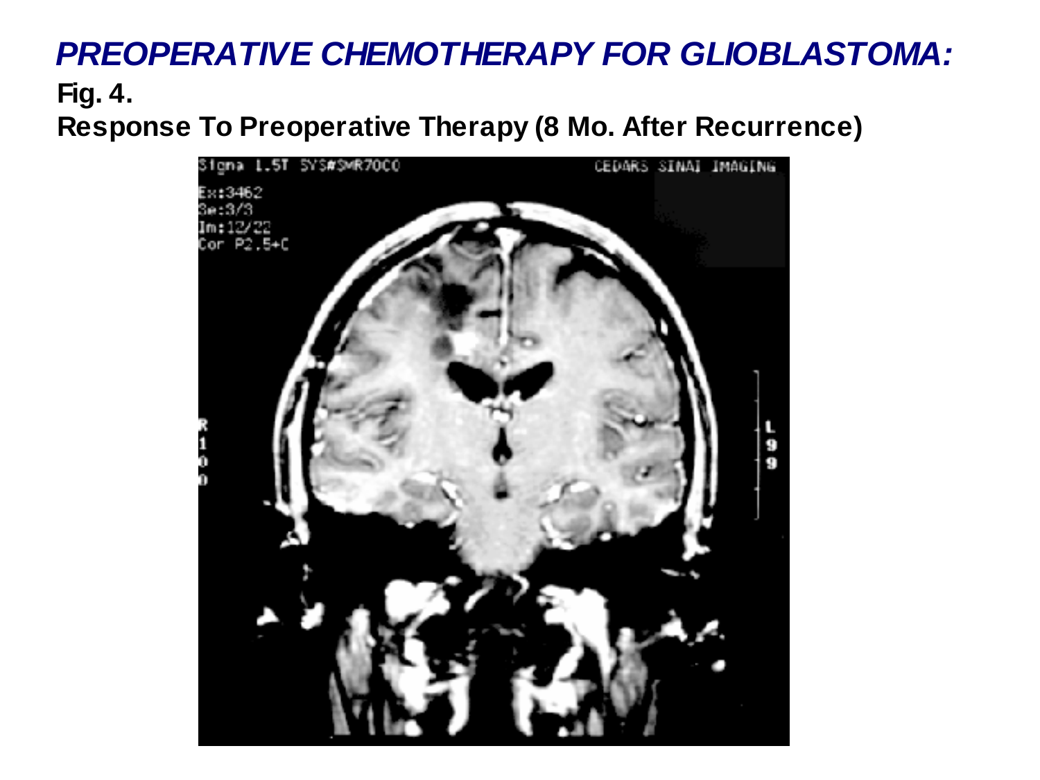# *PREOPERATIVE CHEMOTHERAPY FOR GLIOBLASTOMA:*

**Fig. 4.**

**Response To Preoperative Therapy (8 Mo. After Recurrence)**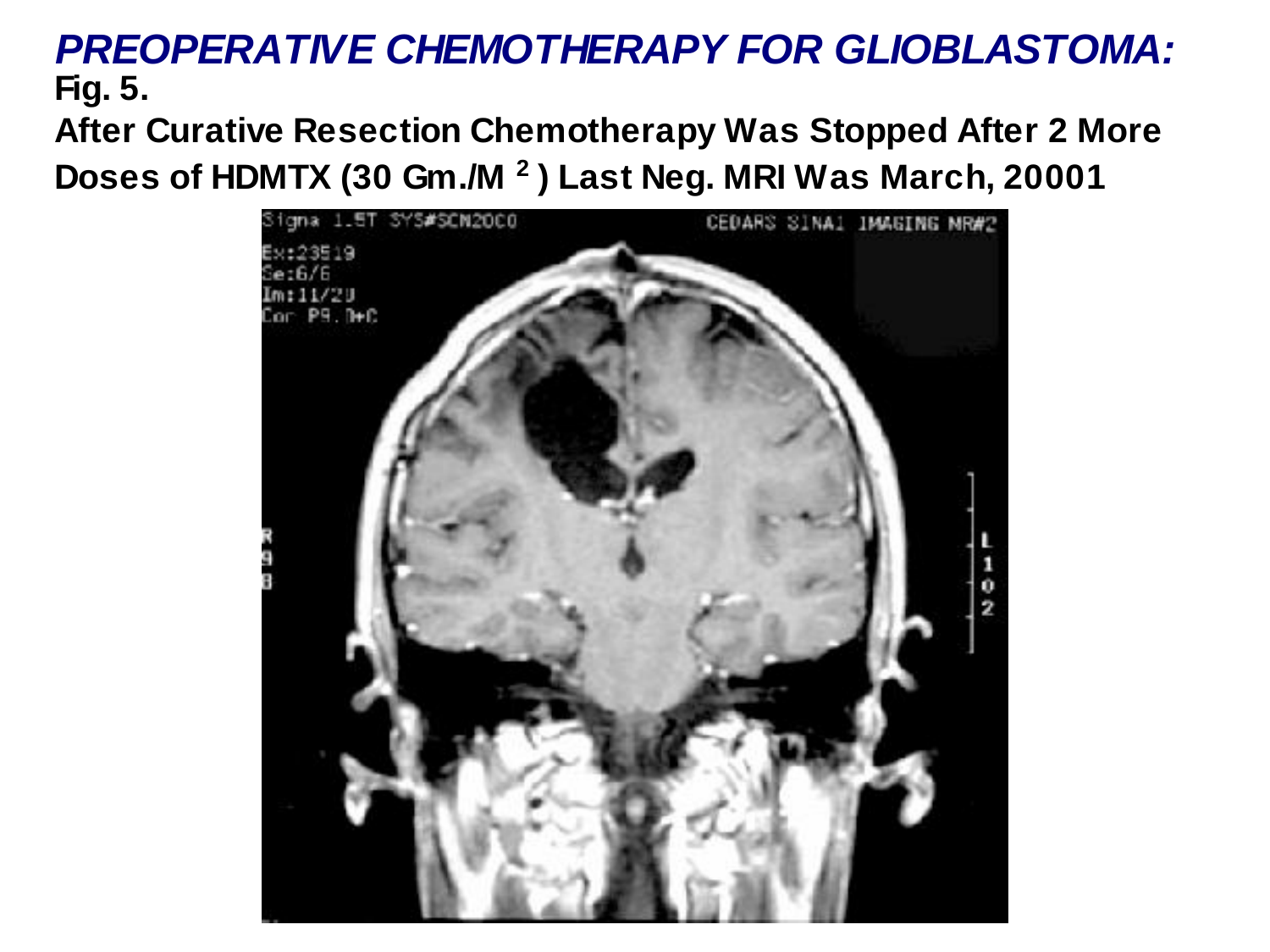# *PREOPERATIVE CHEMOTHERAPY FOR GLIOBLASTOMA:*

**Fig. 5.**

**After Curative Resection Chemotherapy Was Stopped After 2 More Doses of HDMTX (30 Gm./M $^{2}$ ) Last Neg. MRI Was March, 20001**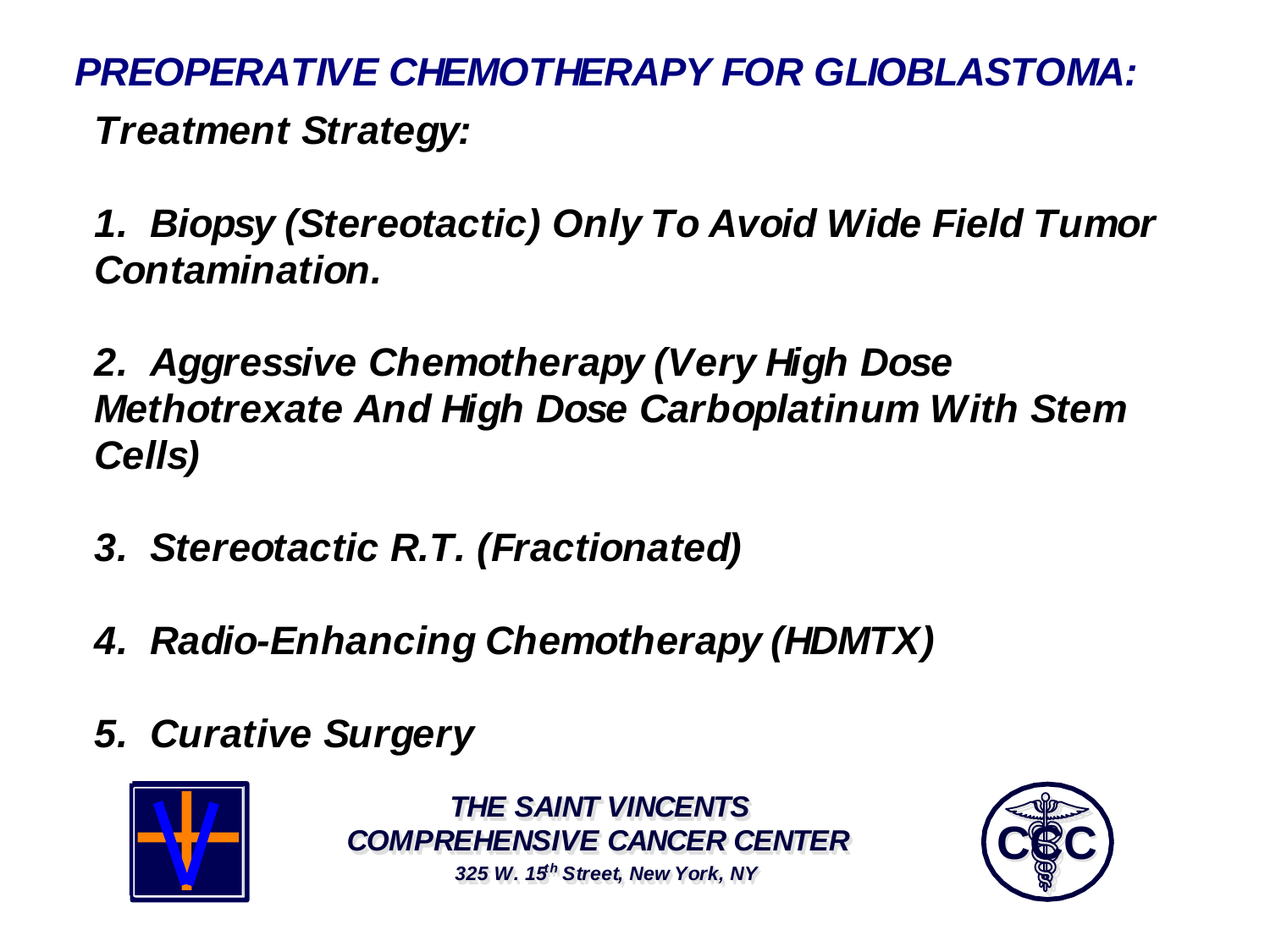# *PREOPERATIVE CHEMOTHERAPY FOR GLIOBLASTOMA:*

## *Treatment Strategy:*

*1. Biopsy (Stereotactic) Only To Avoid Wide Field Tumor Contamination.*

*2. Aggressive Chemotherapy (Very High Dose Methotrexate And High Dose Carboplatinum With Stem Cells)*

*3. Stereotactic R.T. (Fractionated)*

*4. Radio-Enhancing Chemotherapy (HDMTX)*

*5. Curative Surgery*

***THE SAINT VINCENTS COMPREHENSIVE CANCER CENTER***

*325 W. 15th Street, New York, NY*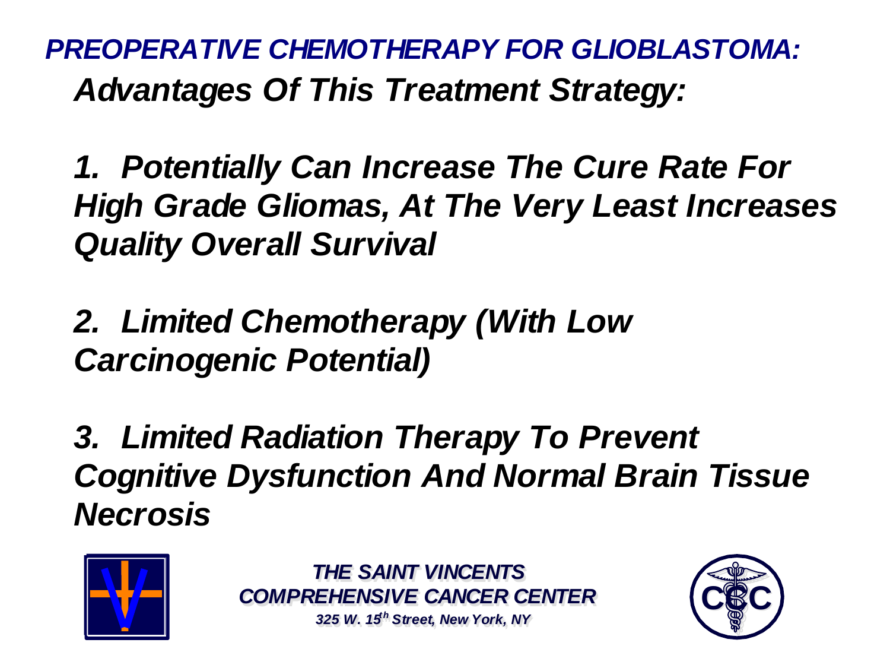# *PREOPERATIVE CHEMOTHERAPY FOR GLIOBLASTOMA:*

## *Advantages Of This Treatment Strategy:*

*1. Potentially Can Increase The Cure Rate For High Grade Gliomas, At The Very Least Increases Quality Overall Survival*

*2. Limited Chemotherapy (With Low Carcinogenic Potential)*

*3. Limited Radiation Therapy To Prevent Cognitive Dysfunction And Normal Brain Tissue Necrosis*

***THE SAINT VINCENTS COMPREHENSIVE CANCER CENTER***
*325 W. 15th Street, New York, NY*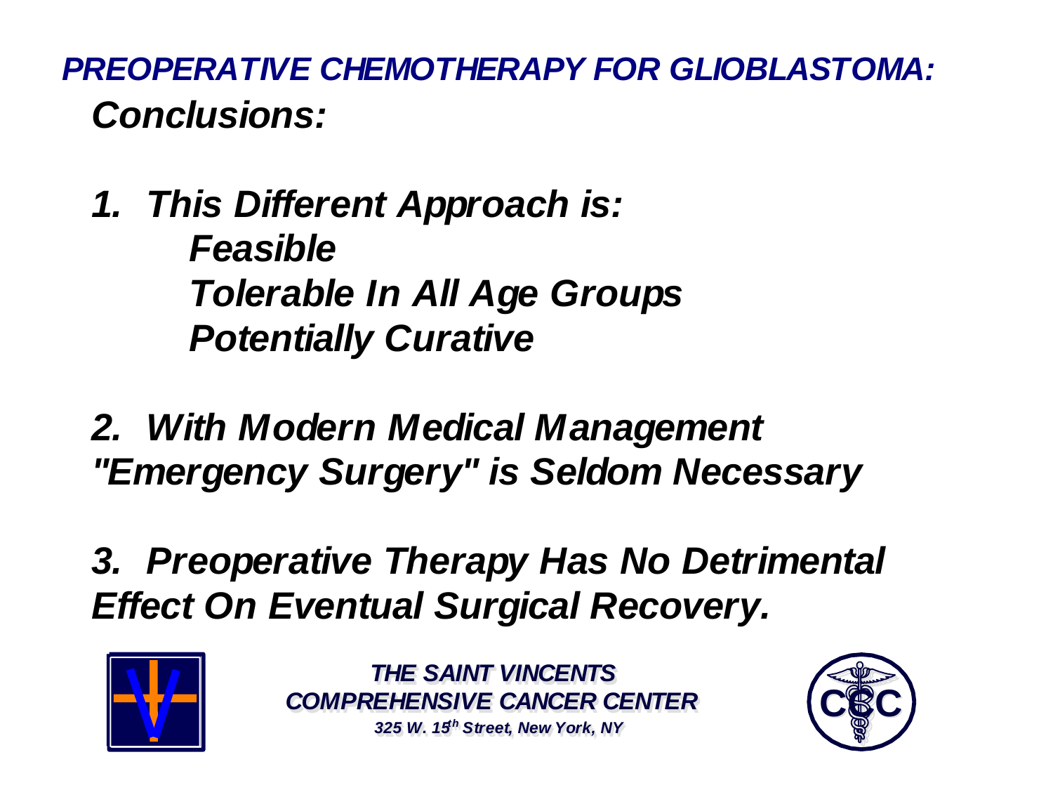# *PREOPERATIVE CHEMOTHERAPY FOR GLIOBLASTOMA:*

## *Conclusions:*

*1. This Different Approach is:*
- *Feasible*
- *Tolerable In All Age Groups*
- *Potentially Curative*

*2. With Modern Medical Management "Emergency Surgery" is Seldom Necessary*

*3. Preoperative Therapy Has No Detrimental Effect On Eventual Surgical Recovery.*

***THE SAINT VINCENTS COMPREHENSIVE CANCER CENTER***

*325 W. 15th Street, New York, NY*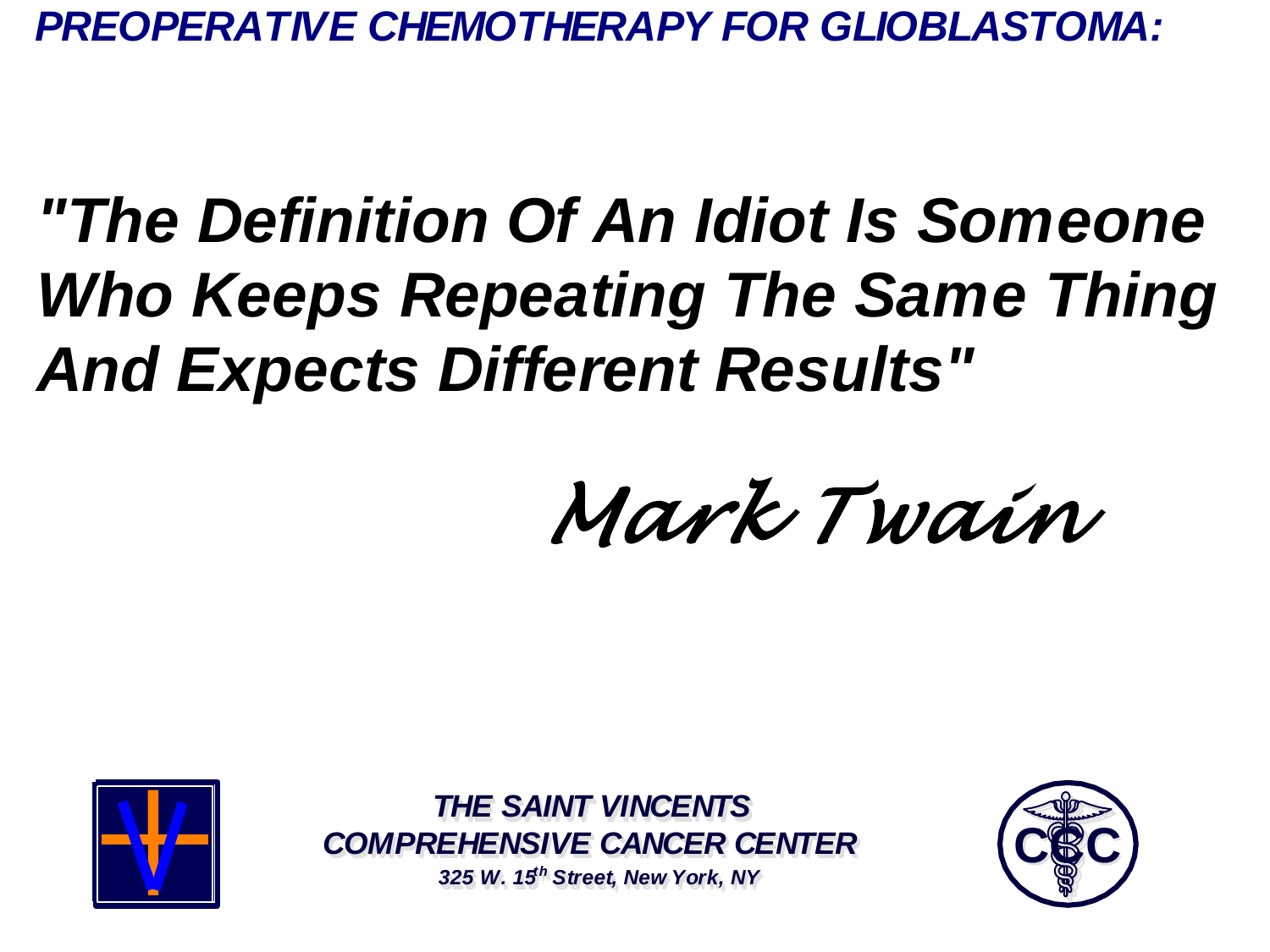***PREOPERATIVE CHEMOTHERAPY FOR GLIOBLASTOMA:***

# *"The Definition Of An Idiot Is Someone Who Keeps Repeating The Same Thing And Expects Different Results"*

*Mark Twain*

***THE SAINT VINCENTS COMPREHENSIVE CANCER CENTER***

*325 W. 15th Street, New York, NY*